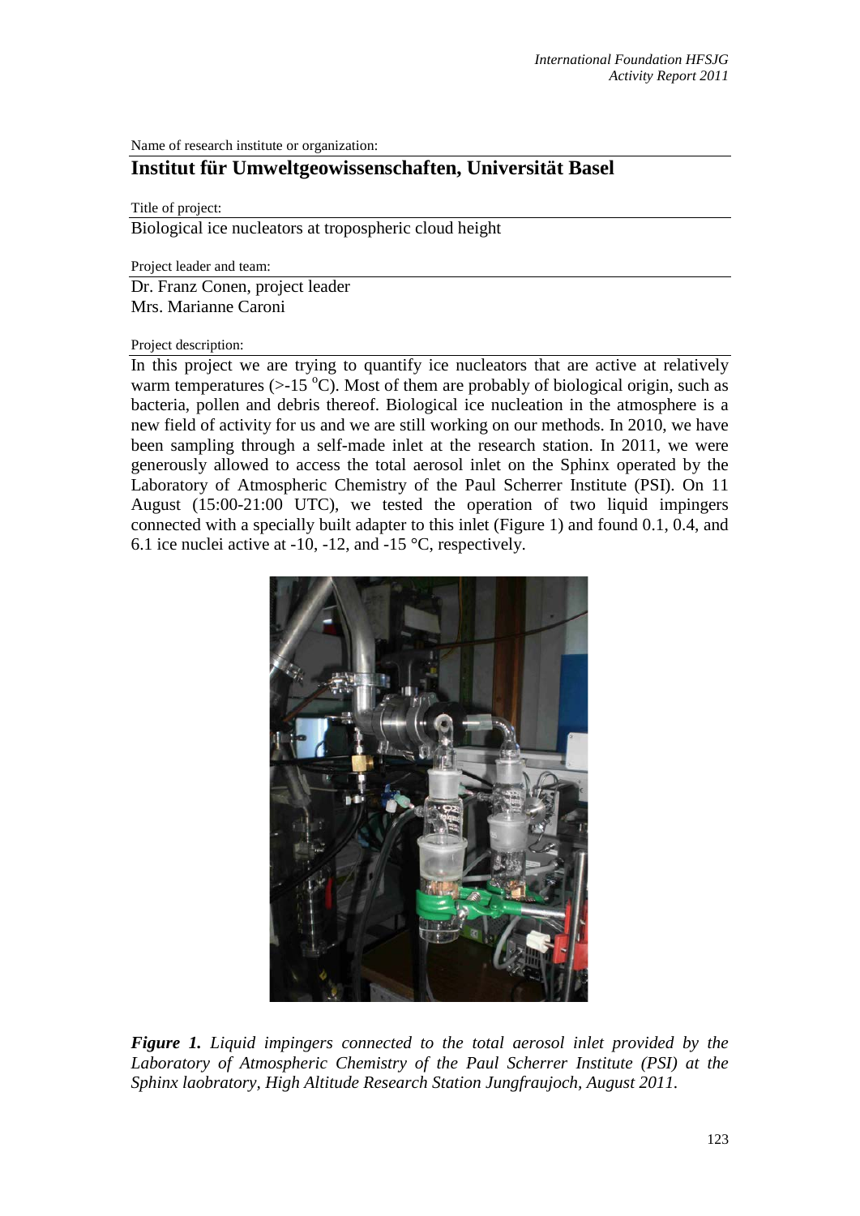Name of research institute or organization:

## Institut für Umweltgeowissenschaften, Universität Basel

Title of project:

Biological ice nucleators at tropospheric cloud height

Project leader and team:

Dr. Franz Conen, project leader
Mrs. Marianne Caroni

Project description:

In this project we are trying to quantify ice nucleators that are active at relatively warm temperatures (>-15 °C). Most of them are probably of biological origin, such as bacteria, pollen and debris thereof. Biological ice nucleation in the atmosphere is a new field of activity for us and we are still working on our methods. In 2010, we have been sampling through a self-made inlet at the research station. In 2011, we were generously allowed to access the total aerosol inlet on the Sphinx operated by the Laboratory of Atmospheric Chemistry of the Paul Scherrer Institute (PSI). On 11 August (15:00-21:00 UTC), we tested the operation of two liquid impingers connected with a specially built adapter to this inlet (Figure 1) and found 0.1, 0.4, and 6.1 ice nuclei active at -10, -12, and -15 °C, respectively.

***Figure 1.*** *Liquid impingers connected to the total aerosol inlet provided by the Laboratory of Atmospheric Chemistry of the Paul Scherrer Institute (PSI) at the Sphinx laobratory, High Altitude Research Station Jungfraujoch, August 2011.*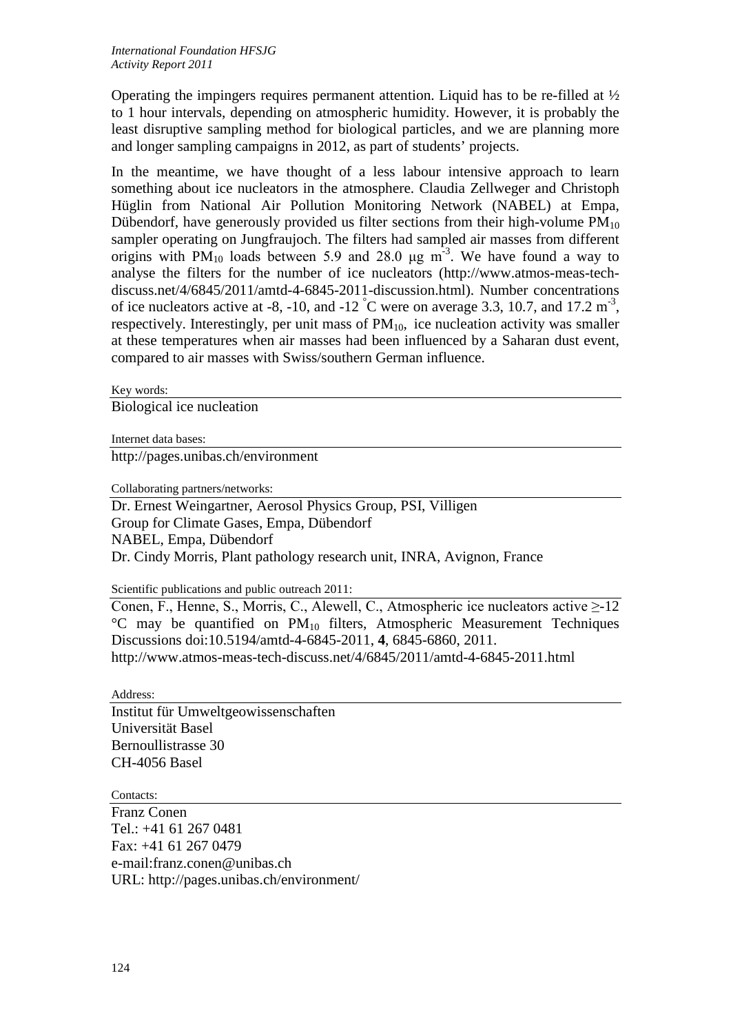Operating the impingers requires permanent attention. Liquid has to be re-filled at ½ to 1 hour intervals, depending on atmospheric humidity. However, it is probably the least disruptive sampling method for biological particles, and we are planning more and longer sampling campaigns in 2012, as part of students' projects.

In the meantime, we have thought of a less labour intensive approach to learn something about ice nucleators in the atmosphere. Claudia Zellweger and Christoph Hüglin from National Air Pollution Monitoring Network (NABEL) at Empa, Dübendorf, have generously provided us filter sections from their high-volume $PM_{10}$ sampler operating on Jungfraujoch. The filters had sampled air masses from different origins with $PM_{10}$ loads between 5.9 and 28.0 μg $m^{-3}$. We have found a way to analyse the filters for the number of ice nucleators (http://www.atmos-meas-tech-discuss.net/4/6845/2011/amtd-4-6845-2011-discussion.html). Number concentrations of ice nucleators active at -8, -10, and -12 °C were on average 3.3, 10.7, and 17.2 $m^{-3}$, respectively. Interestingly, per unit mass of $PM_{10}$, ice nucleation activity was smaller at these temperatures when air masses had been influenced by a Saharan dust event, compared to air masses with Swiss/southern German influence.

Key words:

Biological ice nucleation

Internet data bases:

http://pages.unibas.ch/environment

Collaborating partners/networks:

Dr. Ernest Weingartner, Aerosol Physics Group, PSI, Villigen  
Group for Climate Gases, Empa, Dübendorf  
NABEL, Empa, Dübendorf  
Dr. Cindy Morris, Plant pathology research unit, INRA, Avignon, France

Scientific publications and public outreach 2011:

Conen, F., Henne, S., Morris, C., Alewell, C., Atmospheric ice nucleators active ≥-12 °C may be quantified on $PM_{10}$ filters, Atmospheric Measurement Techniques Discussions doi:10.5194/amtd-4-6845-2011, **4**, 6845-6860, 2011.  
http://www.atmos-meas-tech-discuss.net/4/6845/2011/amtd-4-6845-2011.html

Address:

Institut für Umweltgeowissenschaften  
Universität Basel  
Bernoullistrasse 30  
CH-4056 Basel

Contacts:

Franz Conen  
Tel.: +41 61 267 0481  
Fax: +41 61 267 0479  
e-mail:franz.conen@unibas.ch  
URL: http://pages.unibas.ch/environment/